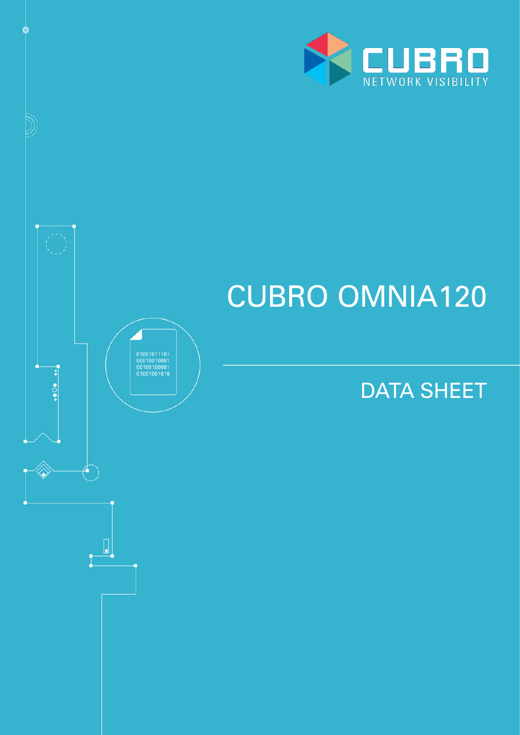CUBRO
NETWORK VISIBILITY

# CUBRO OMNIA120

## DATA SHEET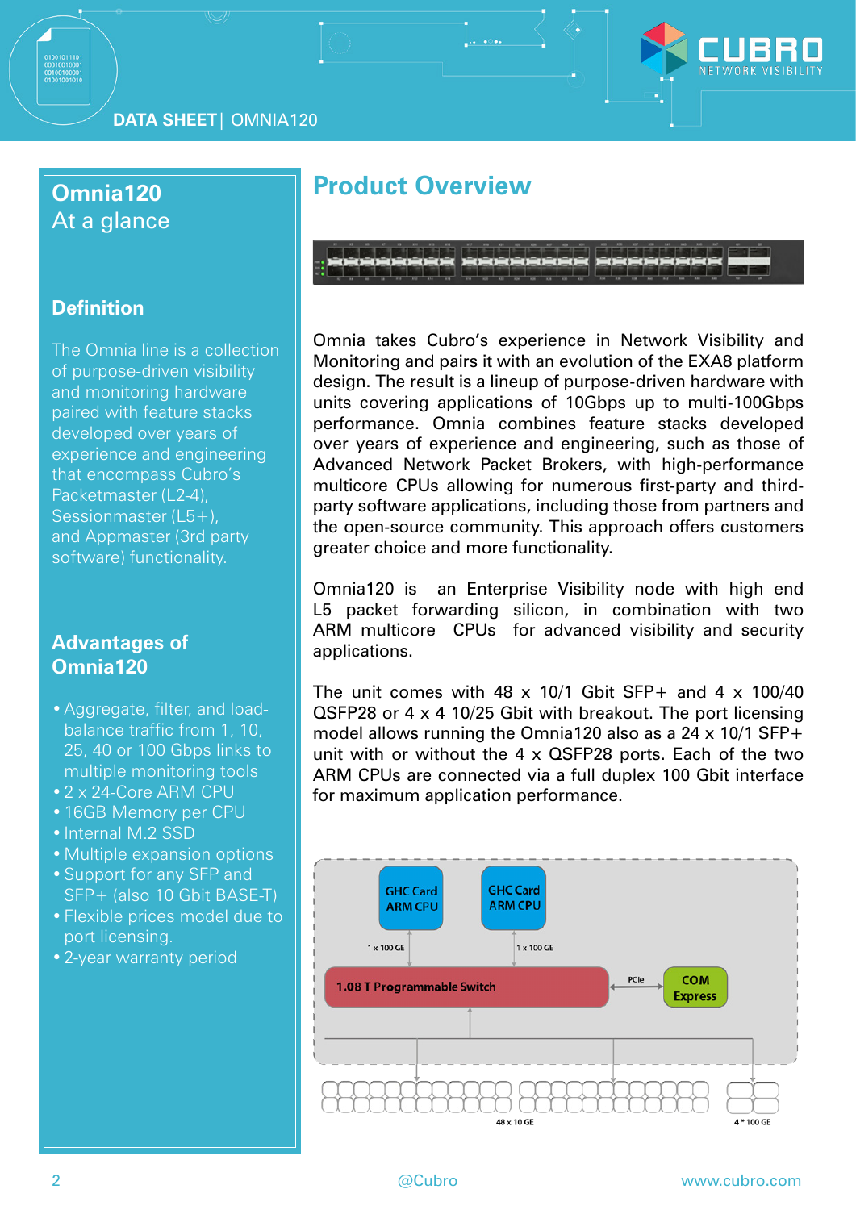## Omnia120
At a glance

### Definition

The Omnia line is a collection of purpose-driven visibility and monitoring hardware paired with feature stacks developed over years of experience and engineering that encompass Cubro's Packetmaster (L2-4), Sessionmaster (L5+), and Appmaster (3rd party software) functionality.

### Advantages of Omnia120

- Aggregate, filter, and load-balance traffic from 1, 10, 25, 40 or 100 Gbps links to multiple monitoring tools
- 2 x 24-Core ARM CPU
- 16GB Memory per CPU
- Internal M.2 SSD
- Multiple expansion options
- Support for any SFP and SFP+ (also 10 Gbit BASE-T)
- Flexible prices model due to port licensing.
- 2-year warranty period

## Product Overview

Omnia takes Cubro's experience in Network Visibility and Monitoring and pairs it with an evolution of the EXA8 platform design. The result is a lineup of purpose-driven hardware with units covering applications of 10Gbps up to multi-100Gbps performance. Omnia combines feature stacks developed over years of experience and engineering, such as those of Advanced Network Packet Brokers, with high-performance multicore CPUs allowing for numerous first-party and third-party software applications, including those from partners and the open-source community. This approach offers customers greater choice and more functionality.

Omnia120 is an Enterprise Visibility node with high end L5 packet forwarding silicon, in combination with two ARM multicore CPUs for advanced visibility and security applications.

The unit comes with 48 x 10/1 Gbit SFP+ and 4 x 100/40 QSFP28 or 4 x 4 10/25 Gbit with breakout. The port licensing model allows running the Omnia120 also as a 24 x 10/1 SFP+ unit with or without the 4 x QSFP28 ports. Each of the two ARM CPUs are connected via a full duplex 100 Gbit interface for maximum application performance.

GHC Card ARM CPU | GHC Card ARM CPU | 1 x 100 GE | 1 x 100 GE | 1.08 T Programmable Switch | PCIe | COM Express | 48 x 10 GE | 4 * 100 GE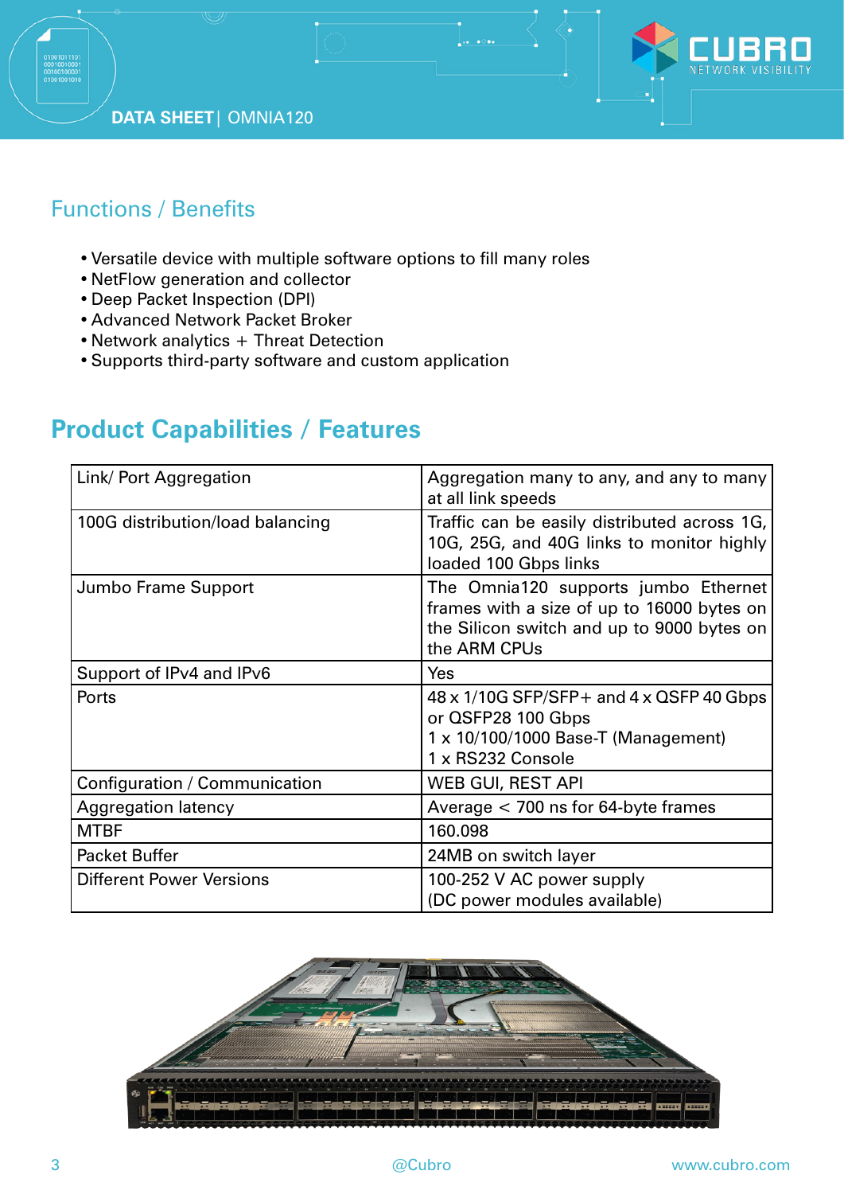## Functions / Benefits

- Versatile device with multiple software options to fill many roles
- NetFlow generation and collector
- Deep Packet Inspection (DPI)
- Advanced Network Packet Broker
- Network analytics + Threat Detection
- Supports third-party software and custom application

## Product Capabilities / Features

| | |
|---|---|
| Link/ Port Aggregation | Aggregation many to any, and any to many at all link speeds |
| 100G distribution/load balancing | Traffic can be easily distributed across 1G, 10G, 25G, and 40G links to monitor highly loaded 100 Gbps links |
| Jumbo Frame Support | The Omnia120 supports jumbo Ethernet frames with a size of up to 16000 bytes on the Silicon switch and up to 9000 bytes on the ARM CPUs |
| Support of IPv4 and IPv6 | Yes |
| Ports | 48 x 1/10G SFP/SFP+ and 4 x QSFP 40 Gbps or QSFP28 100 Gbps<br>1 x 10/100/1000 Base-T (Management)<br>1 x RS232 Console |
| Configuration / Communication | WEB GUI, REST API |
| Aggregation latency | Average < 700 ns for 64-byte frames |
| MTBF | 160.098 |
| Packet Buffer | 24MB on switch layer |
| Different Power Versions | 100-252 V AC power supply<br>(DC power modules available) |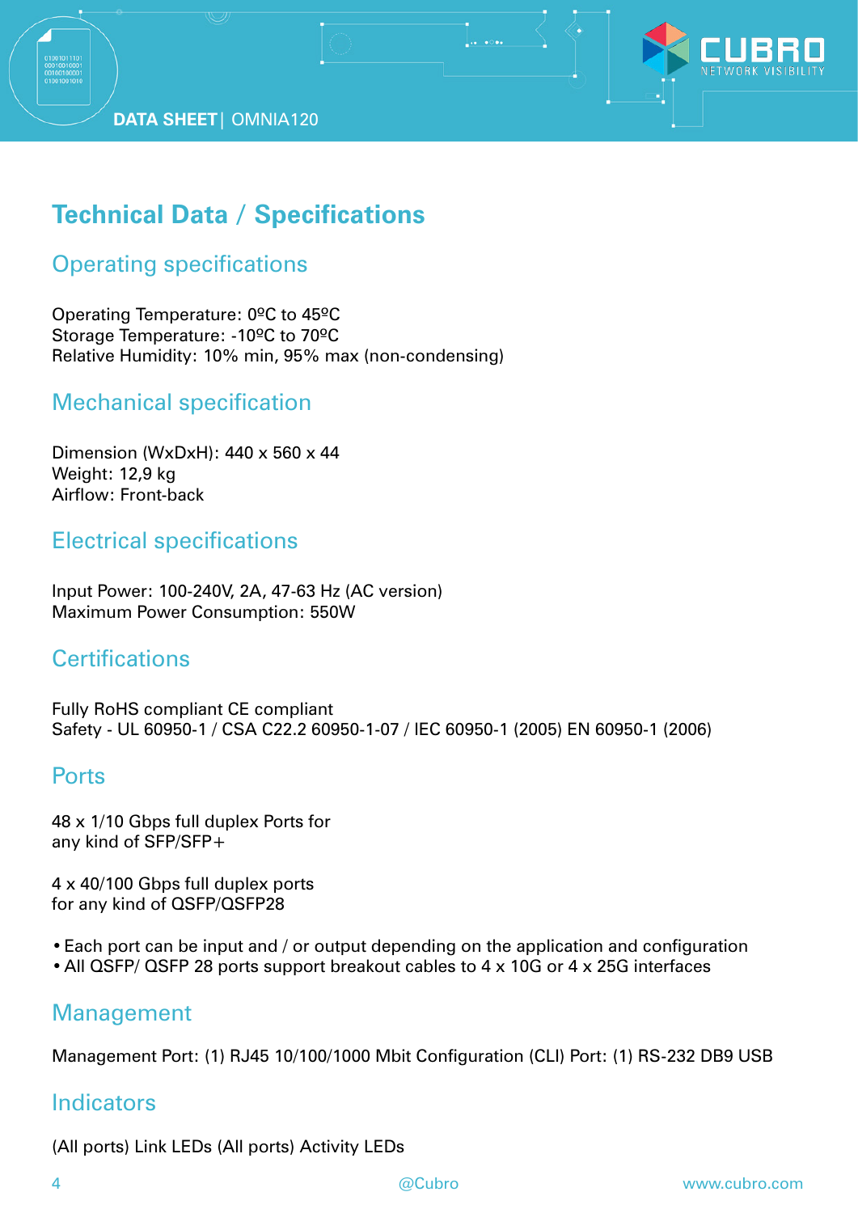# Technical Data / Specifications

## Operating specifications

Operating Temperature: 0ºC to 45ºC
Storage Temperature: -10ºC to 70ºC
Relative Humidity: 10% min, 95% max (non-condensing)

## Mechanical specification

Dimension (WxDxH): 440 x 560 x 44
Weight: 12,9 kg
Airflow: Front-back

## Electrical specifications

Input Power: 100-240V, 2A, 47-63 Hz (AC version)
Maximum Power Consumption: 550W

## Certifications

Fully RoHS compliant CE compliant
Safety - UL 60950-1 / CSA C22.2 60950-1-07 / IEC 60950-1 (2005) EN 60950-1 (2006)

## Ports

48 x 1/10 Gbps full duplex Ports for
any kind of SFP/SFP+

4 x 40/100 Gbps full duplex ports
for any kind of QSFP/QSFP28

- Each port can be input and / or output depending on the application and configuration
- All QSFP/ QSFP 28 ports support breakout cables to 4 x 10G or 4 x 25G interfaces

## Management

Management Port: (1) RJ45 10/100/1000 Mbit Configuration (CLI) Port: (1) RS-232 DB9 USB

## Indicators

(All ports) Link LEDs (All ports) Activity LEDs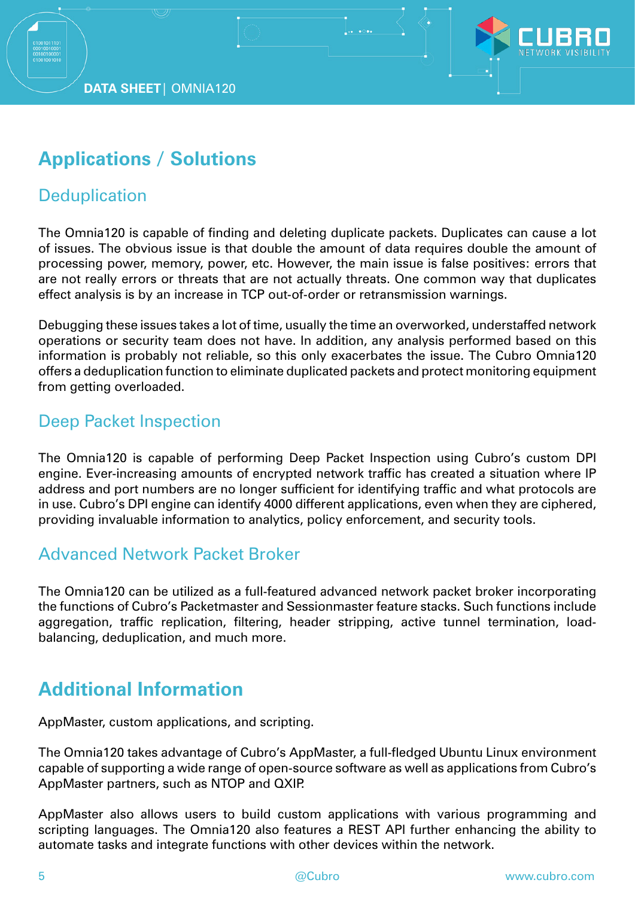## Applications / Solutions

### Deduplication

The Omnia120 is capable of finding and deleting duplicate packets. Duplicates can cause a lot of issues. The obvious issue is that double the amount of data requires double the amount of processing power, memory, power, etc. However, the main issue is false positives: errors that are not really errors or threats that are not actually threats. One common way that duplicates effect analysis is by an increase in TCP out-of-order or retransmission warnings.

Debugging these issues takes a lot of time, usually the time an overworked, understaffed network operations or security team does not have. In addition, any analysis performed based on this information is probably not reliable, so this only exacerbates the issue. The Cubro Omnia120 offers a deduplication function to eliminate duplicated packets and protect monitoring equipment from getting overloaded.

### Deep Packet Inspection

The Omnia120 is capable of performing Deep Packet Inspection using Cubro's custom DPI engine. Ever-increasing amounts of encrypted network traffic has created a situation where IP address and port numbers are no longer sufficient for identifying traffic and what protocols are in use. Cubro's DPI engine can identify 4000 different applications, even when they are ciphered, providing invaluable information to analytics, policy enforcement, and security tools.

### Advanced Network Packet Broker

The Omnia120 can be utilized as a full-featured advanced network packet broker incorporating the functions of Cubro's Packetmaster and Sessionmaster feature stacks. Such functions include aggregation, traffic replication, filtering, header stripping, active tunnel termination, load-balancing, deduplication, and much more.

## Additional Information

AppMaster, custom applications, and scripting.

The Omnia120 takes advantage of Cubro's AppMaster, a full-fledged Ubuntu Linux environment capable of supporting a wide range of open-source software as well as applications from Cubro's AppMaster partners, such as NTOP and QXIP.

AppMaster also allows users to build custom applications with various programming and scripting languages. The Omnia120 also features a REST API further enhancing the ability to automate tasks and integrate functions with other devices within the network.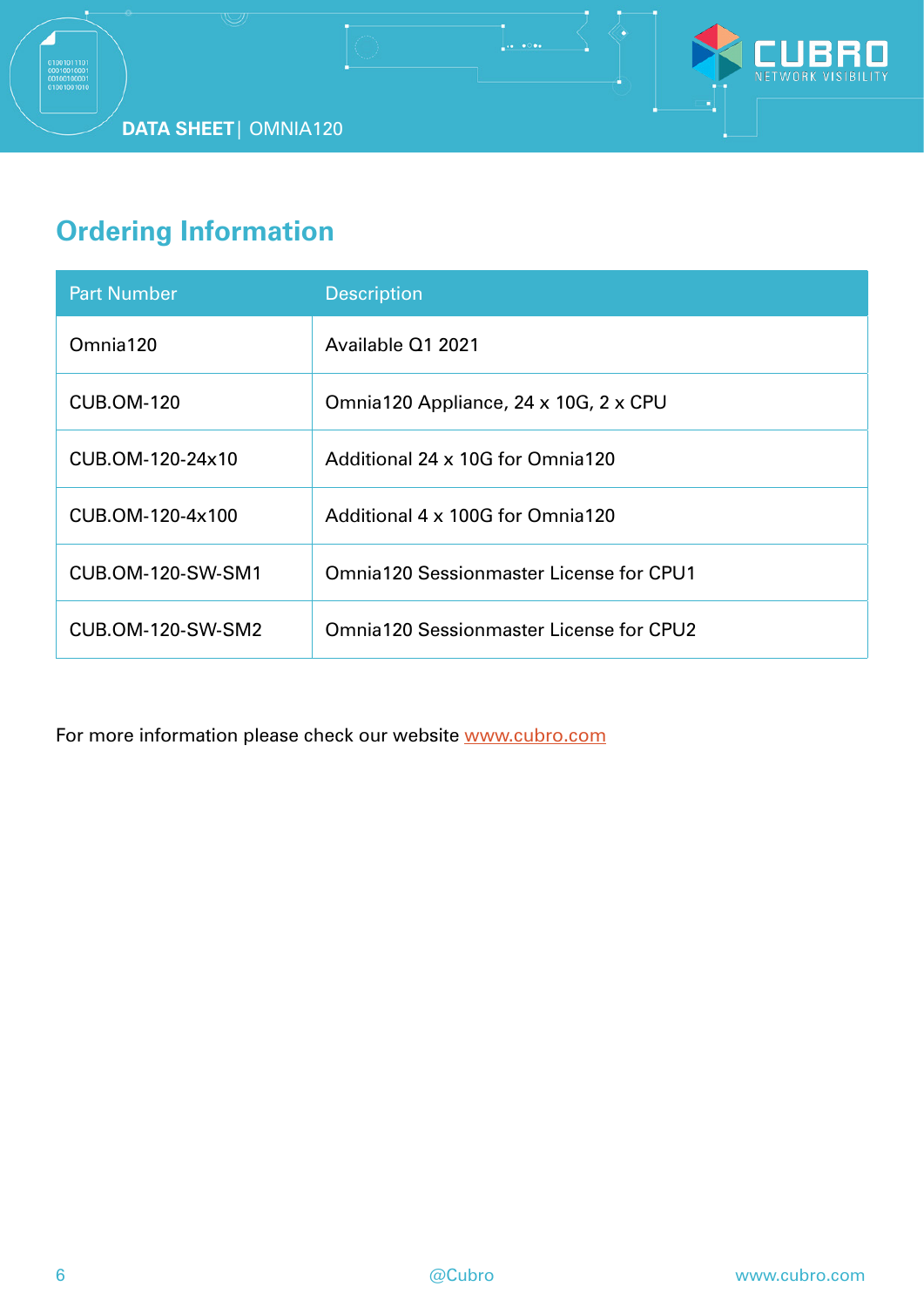## Ordering Information

| Part Number | Description |
|---|---|
| Omnia120 | Available Q1 2021 |
| CUB.OM-120 | Omnia120 Appliance, 24 x 10G, 2 x CPU |
| CUB.OM-120-24x10 | Additional 24 x 10G for Omnia120 |
| CUB.OM-120-4x100 | Additional 4 x 100G for Omnia120 |
| CUB.OM-120-SW-SM1 | Omnia120 Sessionmaster License for CPU1 |
| CUB.OM-120-SW-SM2 | Omnia120 Sessionmaster License for CPU2 |

For more information please check our website www.cubro.com